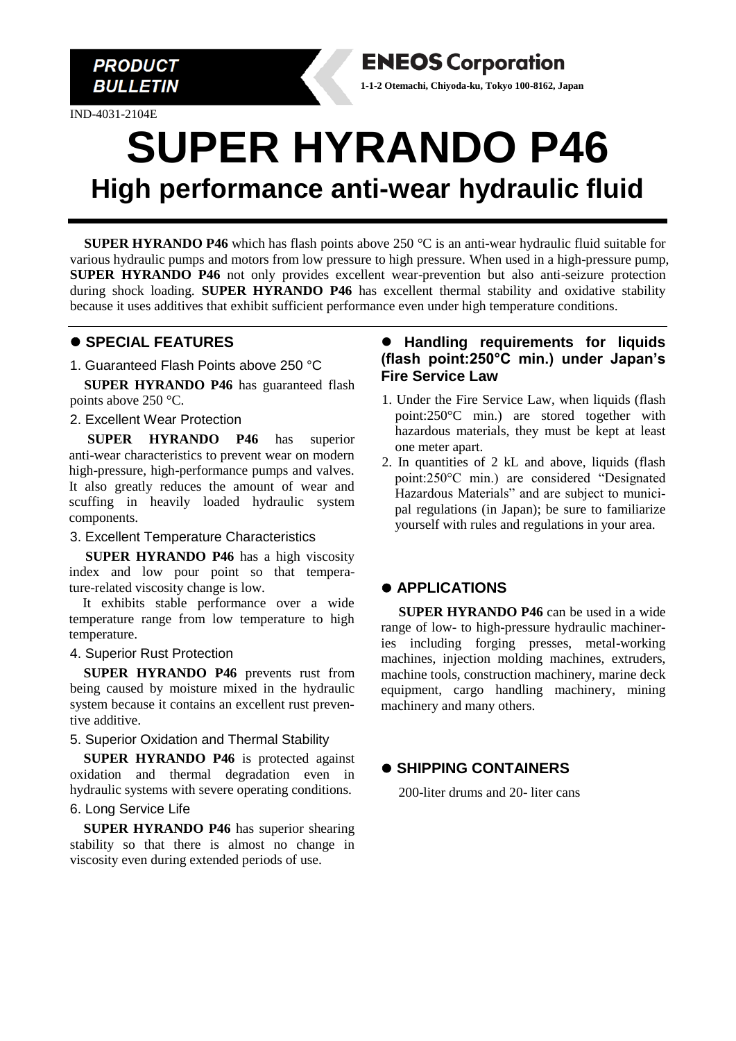**PRODUCT BULLETIN**

**ENEOS Corporation**

**1-1-2 Otemachi, Chiyoda-ku, Tokyo 100-8162, Japan**

IND-4031-2104E

# SUPER HYRANDO P46

## High performance anti-wear hydraulic fluid

**SUPER HYRANDO P46** which has flash points above 250 °C is an anti-wear hydraulic fluid suitable for various hydraulic pumps and motors from low pressure to high pressure. When used in a high-pressure pump, **SUPER HYRANDO P46** not only provides excellent wear-prevention but also anti-seizure protection during shock loading. **SUPER HYRANDO P46** has excellent thermal stability and oxidative stability because it uses additives that exhibit sufficient performance even under high temperature conditions.

### ● SPECIAL FEATURES

1. Guaranteed Flash Points above 250 °C

**SUPER HYRANDO P46** has guaranteed flash points above 250 °C.

2. Excellent Wear Protection

**SUPER HYRANDO P46** has superior anti-wear characteristics to prevent wear on modern high-pressure, high-performance pumps and valves. It also greatly reduces the amount of wear and scuffing in heavily loaded hydraulic system components.

3. Excellent Temperature Characteristics

**SUPER HYRANDO P46** has a high viscosity index and low pour point so that temperature-related viscosity change is low.

It exhibits stable performance over a wide temperature range from low temperature to high temperature.

4. Superior Rust Protection

**SUPER HYRANDO P46** prevents rust from being caused by moisture mixed in the hydraulic system because it contains an excellent rust preventive additive.

5. Superior Oxidation and Thermal Stability

**SUPER HYRANDO P46** is protected against oxidation and thermal degradation even in hydraulic systems with severe operating conditions.

6. Long Service Life

**SUPER HYRANDO P46** has superior shearing stability so that there is almost no change in viscosity even during extended periods of use.

### ● Handling requirements for liquids (flash point:250°C min.) under Japan's Fire Service Law

1. Under the Fire Service Law, when liquids (flash point:250°C min.) are stored together with hazardous materials, they must be kept at least one meter apart.
2. In quantities of 2 kL and above, liquids (flash point:250°C min.) are considered "Designated Hazardous Materials" and are subject to municipal regulations (in Japan); be sure to familiarize yourself with rules and regulations in your area.

### ● APPLICATIONS

**SUPER HYRANDO P46** can be used in a wide range of low- to high-pressure hydraulic machineries including forging presses, metal-working machines, injection molding machines, extruders, machine tools, construction machinery, marine deck equipment, cargo handling machinery, mining machinery and many others.

### ● SHIPPING CONTAINERS

200-liter drums and 20- liter cans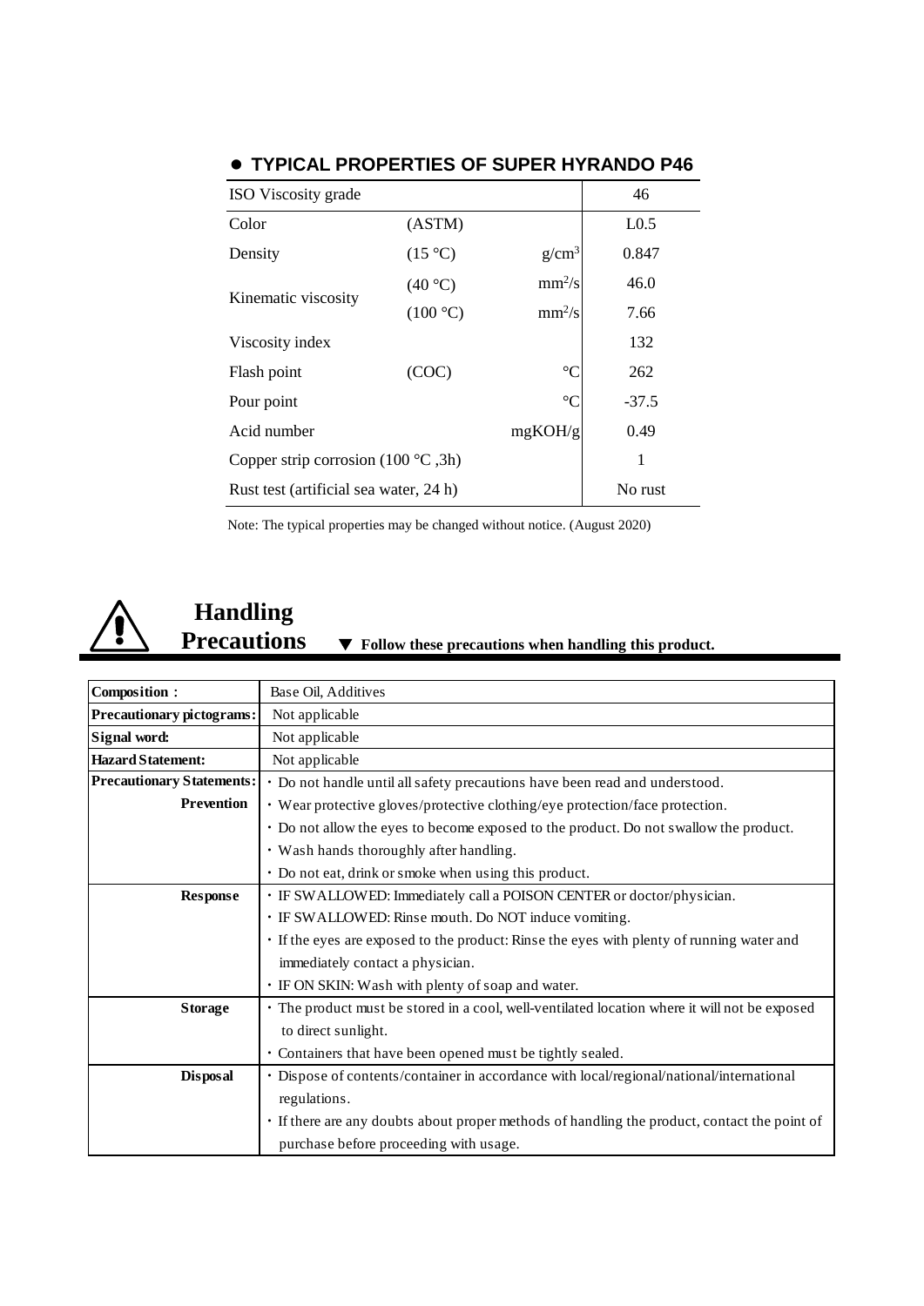## ● TYPICAL PROPERTIES OF SUPER HYRANDO P46

| ISO Viscosity grade | | | 46 |
|---|---|---|---|
| Color | (ASTM) | | L0.5 |
| Density | (15 °C) | $g/cm^3$ | 0.847 |
| Kinematic viscosity | (40 °C) | $mm^2/s$ | 46.0 |
| | (100 °C) | $mm^2/s$ | 7.66 |
| Viscosity index | | | 132 |
| Flash point | (COC) | °C | 262 |
| Pour point | | °C | -37.5 |
| Acid number | | mgKOH/g | 0.49 |
| Copper strip corrosion (100 °C ,3h) | | | 1 |
| Rust test (artificial sea water, 24 h) | | | No rust |

Note: The typical properties may be changed without notice. (August 2020)

## Handling Precautions

▼ **Follow these precautions when handling this product.**

| | |
|---|---|
| **Composition :** | Base Oil, Additives |
| **Precautionary pictograms:** | Not applicable |
| **Signal word:** | Not applicable |
| **Hazard Statement:** | Not applicable |
| **Precautionary Statements: Prevention** | ・Do not handle until all safety precautions have been read and understood.<br>・Wear protective gloves/protective clothing/eye protection/face protection.<br>・Do not allow the eyes to become exposed to the product. Do not swallow the product.<br>・Wash hands thoroughly after handling.<br>・Do not eat, drink or smoke when using this product. |
| **Response** | ・IF SWALLOWED: Immediately call a POISON CENTER or doctor/physician.<br>・IF SWALLOWED: Rinse mouth. Do NOT induce vomiting.<br>・If the eyes are exposed to the product: Rinse the eyes with plenty of running water and immediately contact a physician.<br>・IF ON SKIN: Wash with plenty of soap and water. |
| **Storage** | ・The product must be stored in a cool, well-ventilated location where it will not be exposed to direct sunlight.<br>・Containers that have been opened must be tightly sealed. |
| **Disposal** | ・Dispose of contents/container in accordance with local/regional/national/international regulations.<br>・If there are any doubts about proper methods of handling the product, contact the point of purchase before proceeding with usage. |